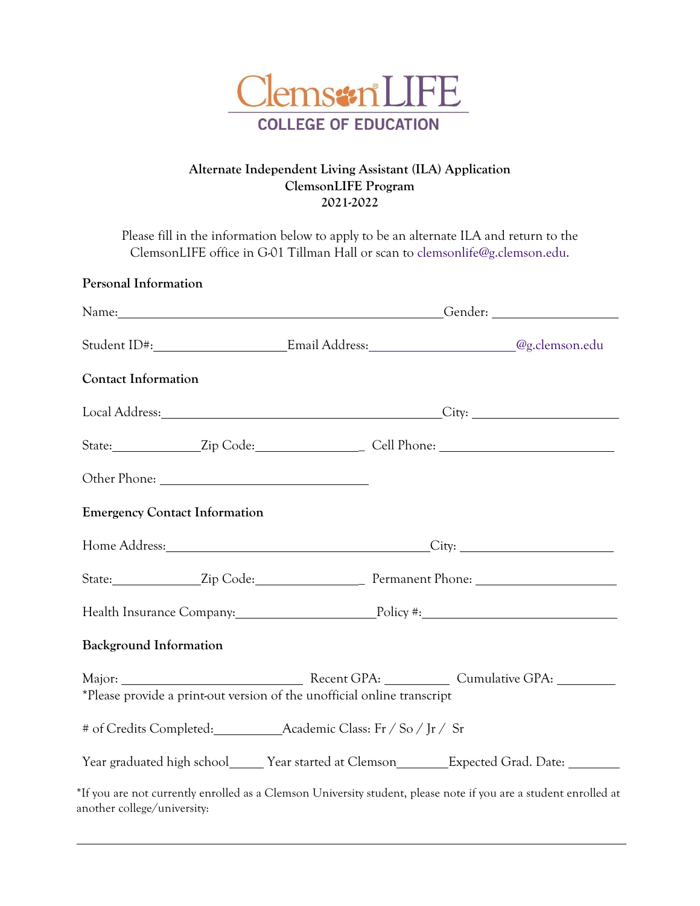ClemsonLIFE
COLLEGE OF EDUCATION

**Alternate Independent Living Assistant (ILA) Application**
**ClemsonLIFE Program**
**2021-2022**

Please fill in the information below to apply to be an alternate ILA and return to the ClemsonLIFE office in G-01 Tillman Hall or scan to clemsonlife@g.clemson.edu.

**Personal Information**

Name:______________________________________________ Gender: __________________

Student ID#:__________________ Email Address:_____________________@g.clemson.edu

**Contact Information**

Local Address:________________________________________ City: ____________________

State:____________ Zip Code:______________ Cell Phone: _________________________

Other Phone: _____________________________

**Emergency Contact Information**

Home Address:_______________________________________ City: ____________________

State:____________ Zip Code:______________ Permanent Phone: ____________________

Health Insurance Company:____________________ Policy #:_____________________________

**Background Information**

Major: __________________________ Recent GPA: _________ Cumulative GPA: ________
*Please provide a print-out version of the unofficial online transcript

# of Credits Completed:__________ Academic Class: Fr / So / Jr / Sr

Year graduated high school_____ Year started at Clemson________ Expected Grad. Date: ________

*If you are not currently enrolled as a Clemson University student, please note if you are a student enrolled at another college/university:

___________________________________________________________________________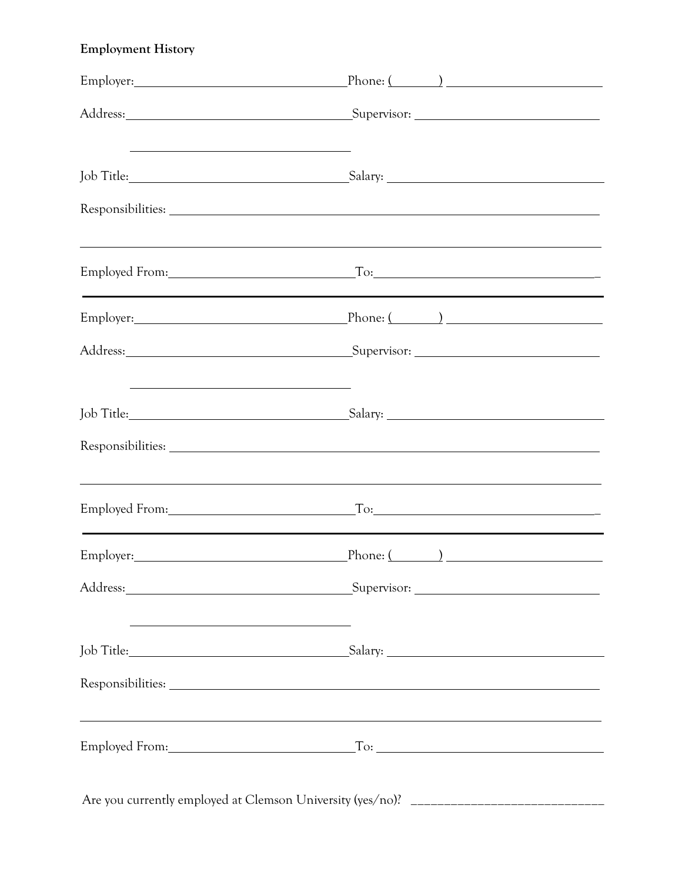**Employment History**

Employer: ______________________________ Phone: (______) ______________________

Address: ______________________________ Supervisor: ______________________

______________________________

Job Title: ______________________________ Salary: ______________________

Responsibilities: ____________________________________________________________

____________________________________________________________

Employed From: ______________________ To: ______________________________

---

Employer: ______________________________ Phone: (______) ______________________

Address: ______________________________ Supervisor: ______________________

______________________________

Job Title: ______________________________ Salary: ______________________

Responsibilities: ____________________________________________________________

____________________________________________________________

Employed From: ______________________ To: ______________________________

---

Employer: ______________________________ Phone: (______) ______________________

Address: ______________________________ Supervisor: ______________________

______________________________

Job Title: ______________________________ Salary: ______________________

Responsibilities: ____________________________________________________________

____________________________________________________________

Employed From: ______________________ To: ______________________________

Are you currently employed at Clemson University (yes/no)? ____________________________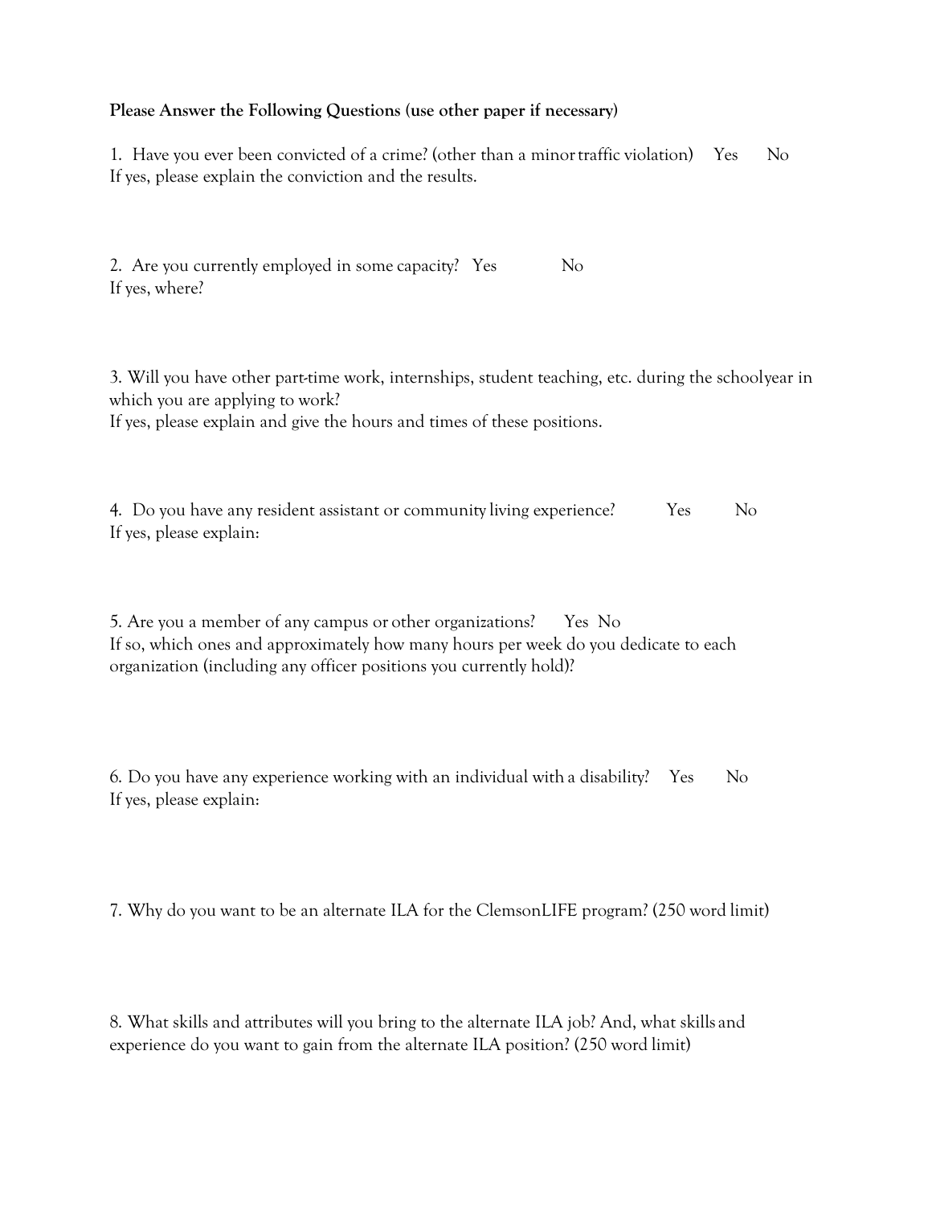**Please Answer the Following Questions (use other paper if necessary)**

1. Have you ever been convicted of a crime? (other than a minor traffic violation) Yes No
If yes, please explain the conviction and the results.

2. Are you currently employed in some capacity? Yes No
If yes, where?

3. Will you have other part-time work, internships, student teaching, etc. during the school year in which you are applying to work?
If yes, please explain and give the hours and times of these positions.

4. Do you have any resident assistant or community living experience? Yes No
If yes, please explain:

5. Are you a member of any campus or other organizations? Yes No
If so, which ones and approximately how many hours per week do you dedicate to each organization (including any officer positions you currently hold)?

6. Do you have any experience working with an individual with a disability? Yes No
If yes, please explain:

7. Why do you want to be an alternate ILA for the ClemsonLIFE program? (250 word limit)

8. What skills and attributes will you bring to the alternate ILA job? And, what skills and experience do you want to gain from the alternate ILA position? (250 word limit)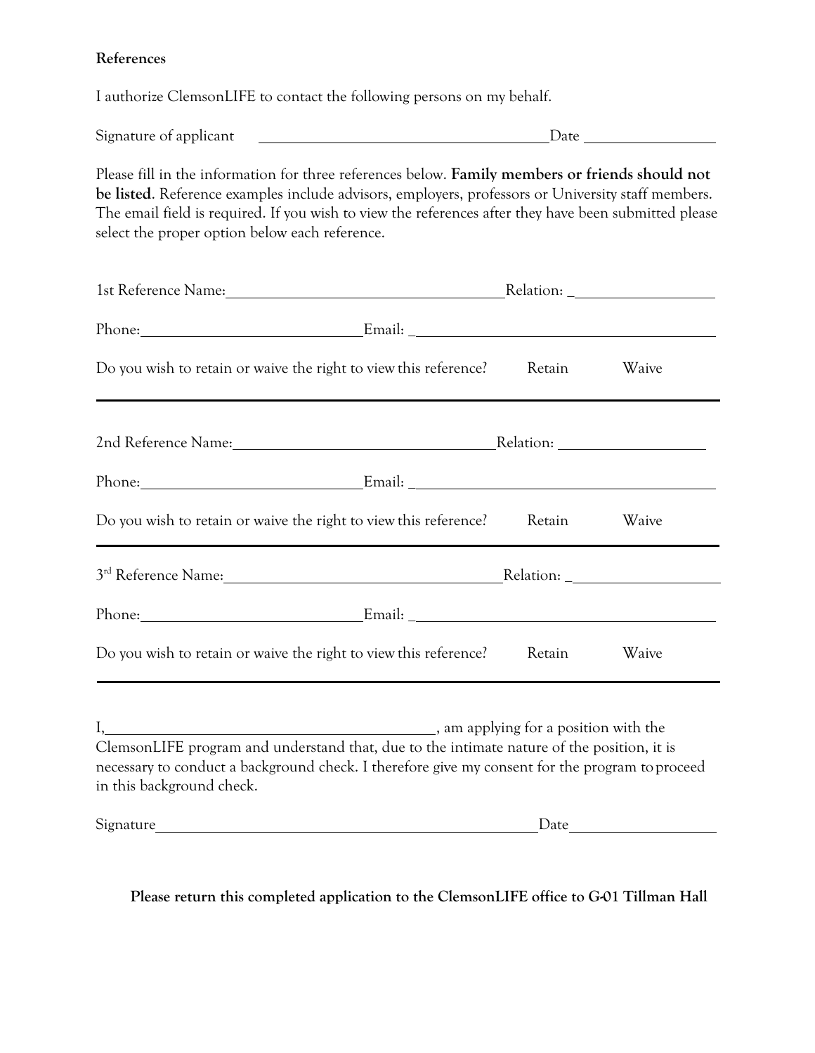**References**

I authorize ClemsonLIFE to contact the following persons on my behalf.

Signature of applicant \_\_\_\_\_\_\_\_\_\_\_\_\_\_\_\_\_\_\_\_\_\_\_\_\_\_\_\_\_\_\_\_ Date \_\_\_\_\_\_\_\_\_\_\_\_\_\_

Please fill in the information for three references below. **Family members or friends should not be listed**. Reference examples include advisors, employers, professors or University staff members. The email field is required. If you wish to view the references after they have been submitted please select the proper option below each reference.

1st Reference Name:\_\_\_\_\_\_\_\_\_\_\_\_\_\_\_\_\_\_\_\_\_\_\_\_\_\_\_\_\_\_ Relation: \_\_\_\_\_\_\_\_\_\_\_\_\_\_\_

Phone:\_\_\_\_\_\_\_\_\_\_\_\_\_\_\_\_\_\_\_\_\_\_\_\_ Email: \_\_\_\_\_\_\_\_\_\_\_\_\_\_\_\_\_\_\_\_\_\_\_\_\_\_\_\_\_\_\_\_\_

Do you wish to retain or waive the right to view this reference? Retain Waive

---

2nd Reference Name:\_\_\_\_\_\_\_\_\_\_\_\_\_\_\_\_\_\_\_\_\_\_\_\_\_\_\_\_\_\_ Relation: \_\_\_\_\_\_\_\_\_\_\_\_\_\_\_

Phone:\_\_\_\_\_\_\_\_\_\_\_\_\_\_\_\_\_\_\_\_\_\_\_\_ Email: \_\_\_\_\_\_\_\_\_\_\_\_\_\_\_\_\_\_\_\_\_\_\_\_\_\_\_\_\_\_\_\_\_

Do you wish to retain or waive the right to view this reference? Retain Waive

---

3rd Reference Name:\_\_\_\_\_\_\_\_\_\_\_\_\_\_\_\_\_\_\_\_\_\_\_\_\_\_\_\_\_\_ Relation: \_\_\_\_\_\_\_\_\_\_\_\_\_\_\_

Phone:\_\_\_\_\_\_\_\_\_\_\_\_\_\_\_\_\_\_\_\_\_\_\_\_ Email: \_\_\_\_\_\_\_\_\_\_\_\_\_\_\_\_\_\_\_\_\_\_\_\_\_\_\_\_\_\_\_\_\_

Do you wish to retain or waive the right to view this reference? Retain Waive

---

I,\_\_\_\_\_\_\_\_\_\_\_\_\_\_\_\_\_\_\_\_\_\_\_\_\_\_\_\_\_\_\_\_\_\_\_\_, am applying for a position with the ClemsonLIFE program and understand that, due to the intimate nature of the position, it is necessary to conduct a background check. I therefore give my consent for the program to proceed in this background check.

Signature\_\_\_\_\_\_\_\_\_\_\_\_\_\_\_\_\_\_\_\_\_\_\_\_\_\_\_\_\_\_\_\_\_\_\_\_\_\_\_\_\_\_ Date\_\_\_\_\_\_\_\_\_\_\_\_\_\_\_

**Please return this completed application to the ClemsonLIFE office to G-01 Tillman Hall**